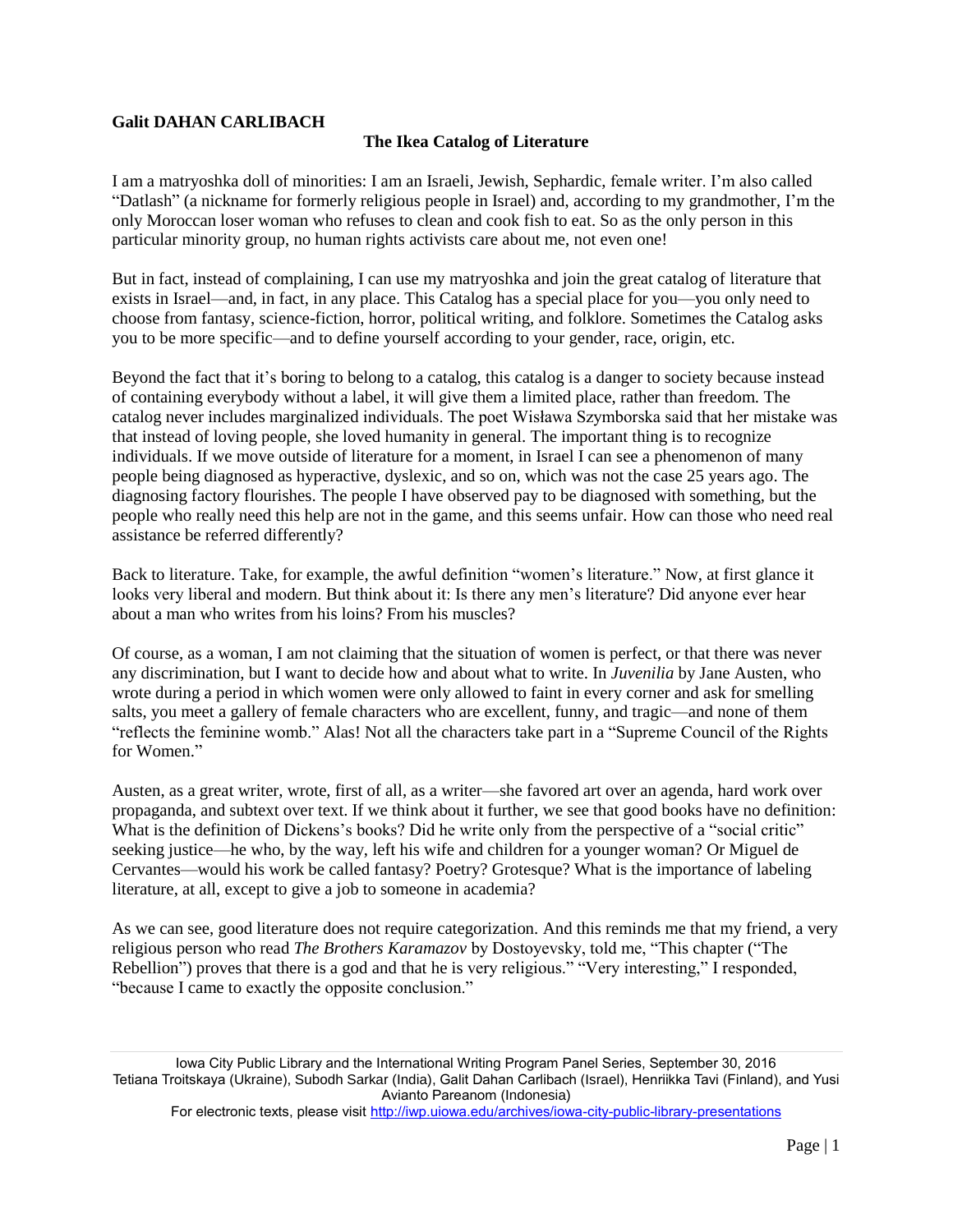**Galit DAHAN CARLIBACH**

## The Ikea Catalog of Literature

I am a matryoshka doll of minorities: I am an Israeli, Jewish, Sephardic, female writer. I'm also called "Datlash" (a nickname for formerly religious people in Israel) and, according to my grandmother, I'm the only Moroccan loser woman who refuses to clean and cook fish to eat. So as the only person in this particular minority group, no human rights activists care about me, not even one!

But in fact, instead of complaining, I can use my matryoshka and join the great catalog of literature that exists in Israel—and, in fact, in any place. This Catalog has a special place for you—you only need to choose from fantasy, science-fiction, horror, political writing, and folklore. Sometimes the Catalog asks you to be more specific—and to define yourself according to your gender, race, origin, etc.

Beyond the fact that it's boring to belong to a catalog, this catalog is a danger to society because instead of containing everybody without a label, it will give them a limited place, rather than freedom. The catalog never includes marginalized individuals. The poet Wisława Szymborska said that her mistake was that instead of loving people, she loved humanity in general. The important thing is to recognize individuals. If we move outside of literature for a moment, in Israel I can see a phenomenon of many people being diagnosed as hyperactive, dyslexic, and so on, which was not the case 25 years ago. The diagnosing factory flourishes. The people I have observed pay to be diagnosed with something, but the people who really need this help are not in the game, and this seems unfair. How can those who need real assistance be referred differently?

Back to literature. Take, for example, the awful definition "women's literature." Now, at first glance it looks very liberal and modern. But think about it: Is there any men's literature? Did anyone ever hear about a man who writes from his loins? From his muscles?

Of course, as a woman, I am not claiming that the situation of women is perfect, or that there was never any discrimination, but I want to decide how and about what to write. In *Juvenilia* by Jane Austen, who wrote during a period in which women were only allowed to faint in every corner and ask for smelling salts, you meet a gallery of female characters who are excellent, funny, and tragic—and none of them "reflects the feminine womb." Alas! Not all the characters take part in a "Supreme Council of the Rights for Women."

Austen, as a great writer, wrote, first of all, as a writer—she favored art over an agenda, hard work over propaganda, and subtext over text. If we think about it further, we see that good books have no definition: What is the definition of Dickens's books? Did he write only from the perspective of a "social critic" seeking justice—he who, by the way, left his wife and children for a younger woman? Or Miguel de Cervantes—would his work be called fantasy? Poetry? Grotesque? What is the importance of labeling literature, at all, except to give a job to someone in academia?

As we can see, good literature does not require categorization. And this reminds me that my friend, a very religious person who read *The Brothers Karamazov* by Dostoyevsky, told me, "This chapter ("The Rebellion") proves that there is a god and that he is very religious." "Very interesting," I responded, "because I came to exactly the opposite conclusion."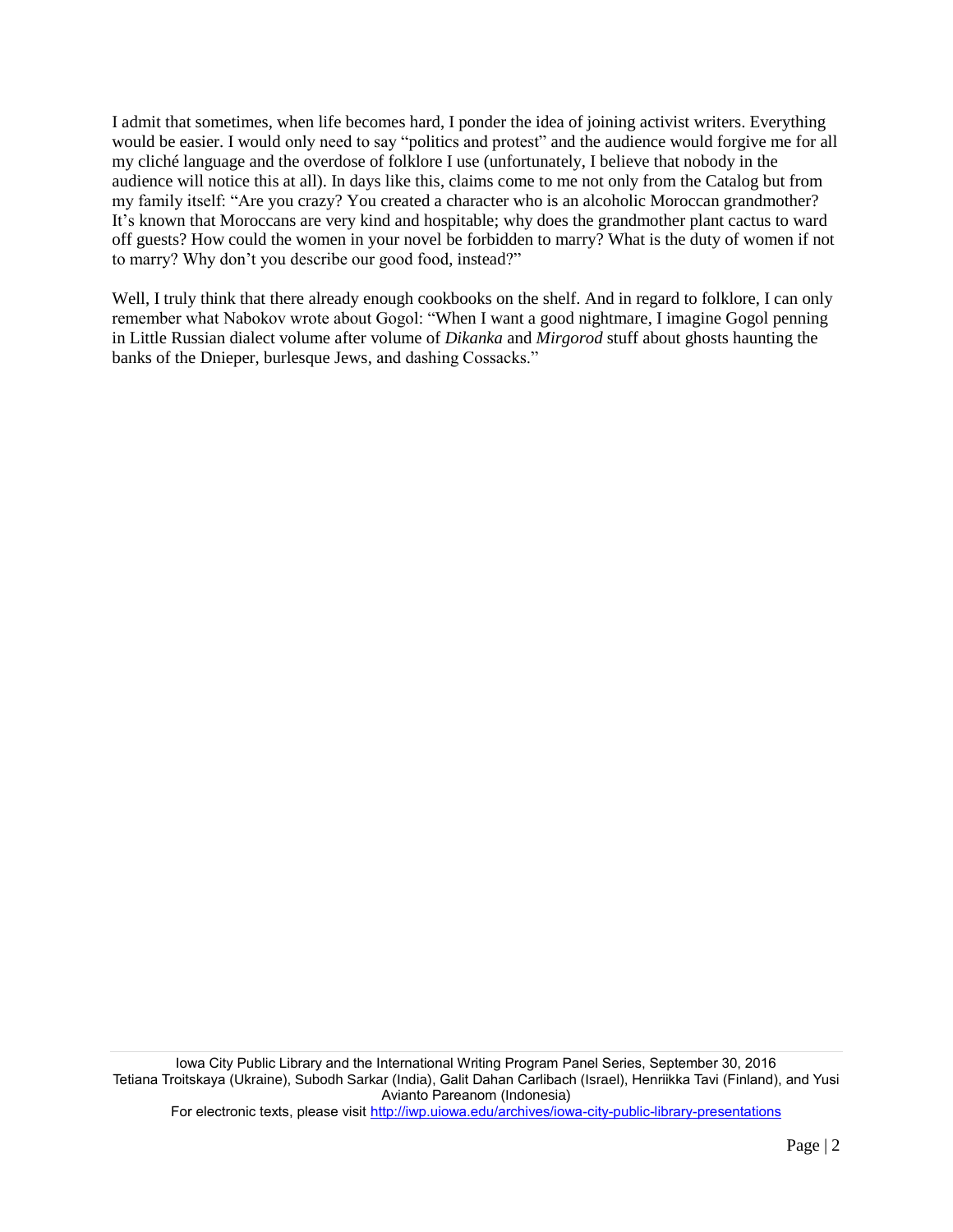I admit that sometimes, when life becomes hard, I ponder the idea of joining activist writers. Everything would be easier. I would only need to say "politics and protest" and the audience would forgive me for all my cliché language and the overdose of folklore I use (unfortunately, I believe that nobody in the audience will notice this at all). In days like this, claims come to me not only from the Catalog but from my family itself: "Are you crazy? You created a character who is an alcoholic Moroccan grandmother? It's known that Moroccans are very kind and hospitable; why does the grandmother plant cactus to ward off guests? How could the women in your novel be forbidden to marry? What is the duty of women if not to marry? Why don't you describe our good food, instead?"

Well, I truly think that there already enough cookbooks on the shelf. And in regard to folklore, I can only remember what Nabokov wrote about Gogol: "When I want a good nightmare, I imagine Gogol penning in Little Russian dialect volume after volume of *Dikanka* and *Mirgorod* stuff about ghosts haunting the banks of the Dnieper, burlesque Jews, and dashing Cossacks."